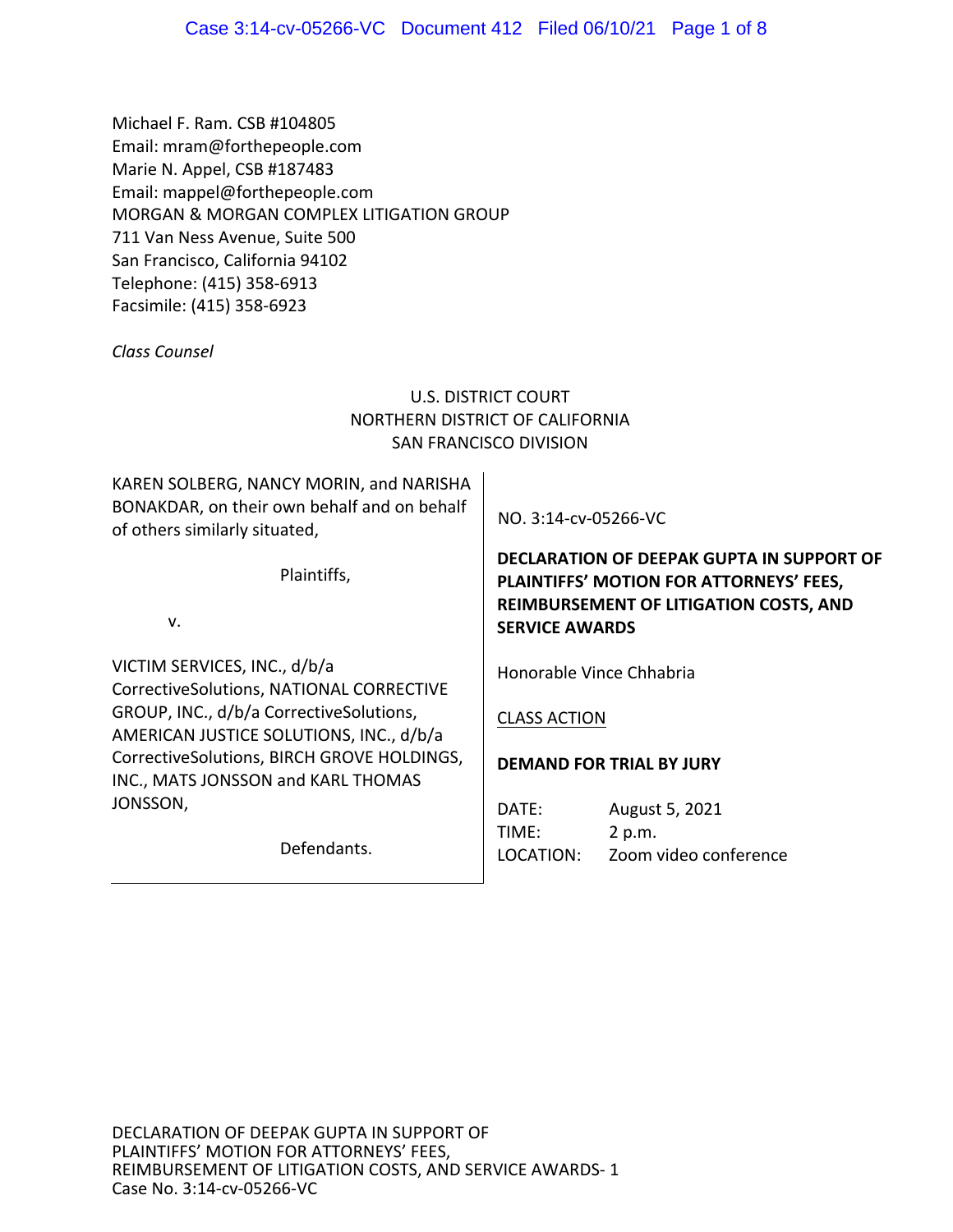Michael F. Ram. CSB #104805
Email: mram@forthepeople.com
Marie N. Appel, CSB #187483
Email: mappel@forthepeople.com
MORGAN & MORGAN COMPLEX LITIGATION GROUP
711 Van Ness Avenue, Suite 500
San Francisco, California 94102
Telephone: (415) 358-6913
Facsimile: (415) 358-6923

*Class Counsel*

U.S. DISTRICT COURT
NORTHERN DISTRICT OF CALIFORNIA
SAN FRANCISCO DIVISION

KAREN SOLBERG, NANCY MORIN, and NARISHA BONAKDAR, on their own behalf and on behalf of others similarly situated,

Plaintiffs,

v.

VICTIM SERVICES, INC., d/b/a CorrectiveSolutions, NATIONAL CORRECTIVE GROUP, INC., d/b/a CorrectiveSolutions, AMERICAN JUSTICE SOLUTIONS, INC., d/b/a CorrectiveSolutions, BIRCH GROVE HOLDINGS, INC., MATS JONSSON and KARL THOMAS JONSSON,

Defendants.

NO. 3:14-cv-05266-VC

**DECLARATION OF DEEPAK GUPTA IN SUPPORT OF PLAINTIFFS' MOTION FOR ATTORNEYS' FEES, REIMBURSEMENT OF LITIGATION COSTS, AND SERVICE AWARDS**

Honorable Vince Chhabria

CLASS ACTION

**DEMAND FOR TRIAL BY JURY**

DATE: August 5, 2021
TIME: 2 p.m.
LOCATION: Zoom video conference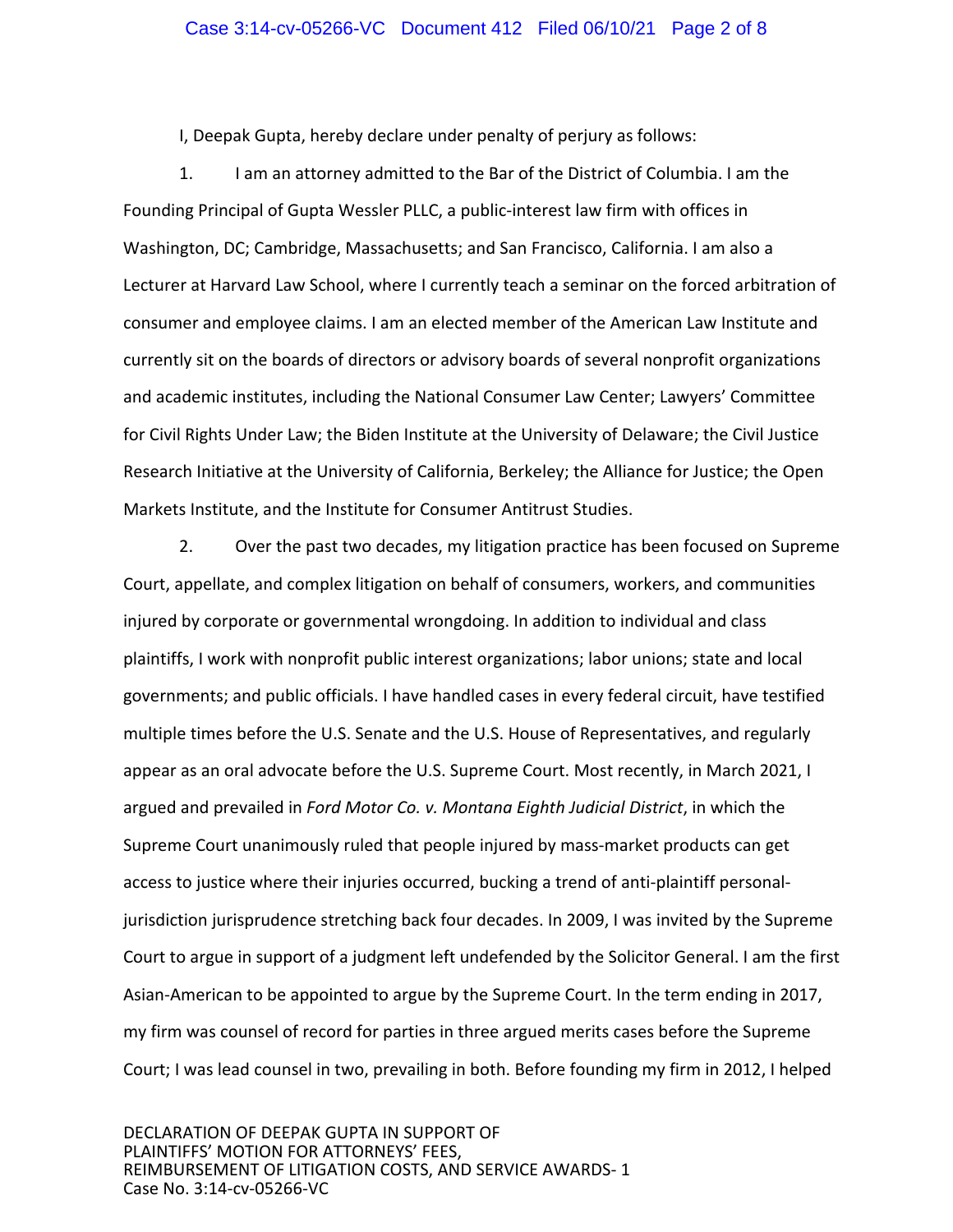I, Deepak Gupta, hereby declare under penalty of perjury as follows:

1. I am an attorney admitted to the Bar of the District of Columbia. I am the Founding Principal of Gupta Wessler PLLC, a public-interest law firm with offices in Washington, DC; Cambridge, Massachusetts; and San Francisco, California. I am also a Lecturer at Harvard Law School, where I currently teach a seminar on the forced arbitration of consumer and employee claims. I am an elected member of the American Law Institute and currently sit on the boards of directors or advisory boards of several nonprofit organizations and academic institutes, including the National Consumer Law Center; Lawyers' Committee for Civil Rights Under Law; the Biden Institute at the University of Delaware; the Civil Justice Research Initiative at the University of California, Berkeley; the Alliance for Justice; the Open Markets Institute, and the Institute for Consumer Antitrust Studies.

2. Over the past two decades, my litigation practice has been focused on Supreme Court, appellate, and complex litigation on behalf of consumers, workers, and communities injured by corporate or governmental wrongdoing. In addition to individual and class plaintiffs, I work with nonprofit public interest organizations; labor unions; state and local governments; and public officials. I have handled cases in every federal circuit, have testified multiple times before the U.S. Senate and the U.S. House of Representatives, and regularly appear as an oral advocate before the U.S. Supreme Court. Most recently, in March 2021, I argued and prevailed in *Ford Motor Co. v. Montana Eighth Judicial District*, in which the Supreme Court unanimously ruled that people injured by mass-market products can get access to justice where their injuries occurred, bucking a trend of anti-plaintiff personal-jurisdiction jurisprudence stretching back four decades. In 2009, I was invited by the Supreme Court to argue in support of a judgment left undefended by the Solicitor General. I am the first Asian-American to be appointed to argue by the Supreme Court. In the term ending in 2017, my firm was counsel of record for parties in three argued merits cases before the Supreme Court; I was lead counsel in two, prevailing in both. Before founding my firm in 2012, I helped

DECLARATION OF DEEPAK GUPTA IN SUPPORT OF PLAINTIFFS' MOTION FOR ATTORNEYS' FEES, REIMBURSEMENT OF LITIGATION COSTS, AND SERVICE AWARDS- 1
Case No. 3:14-cv-05266-VC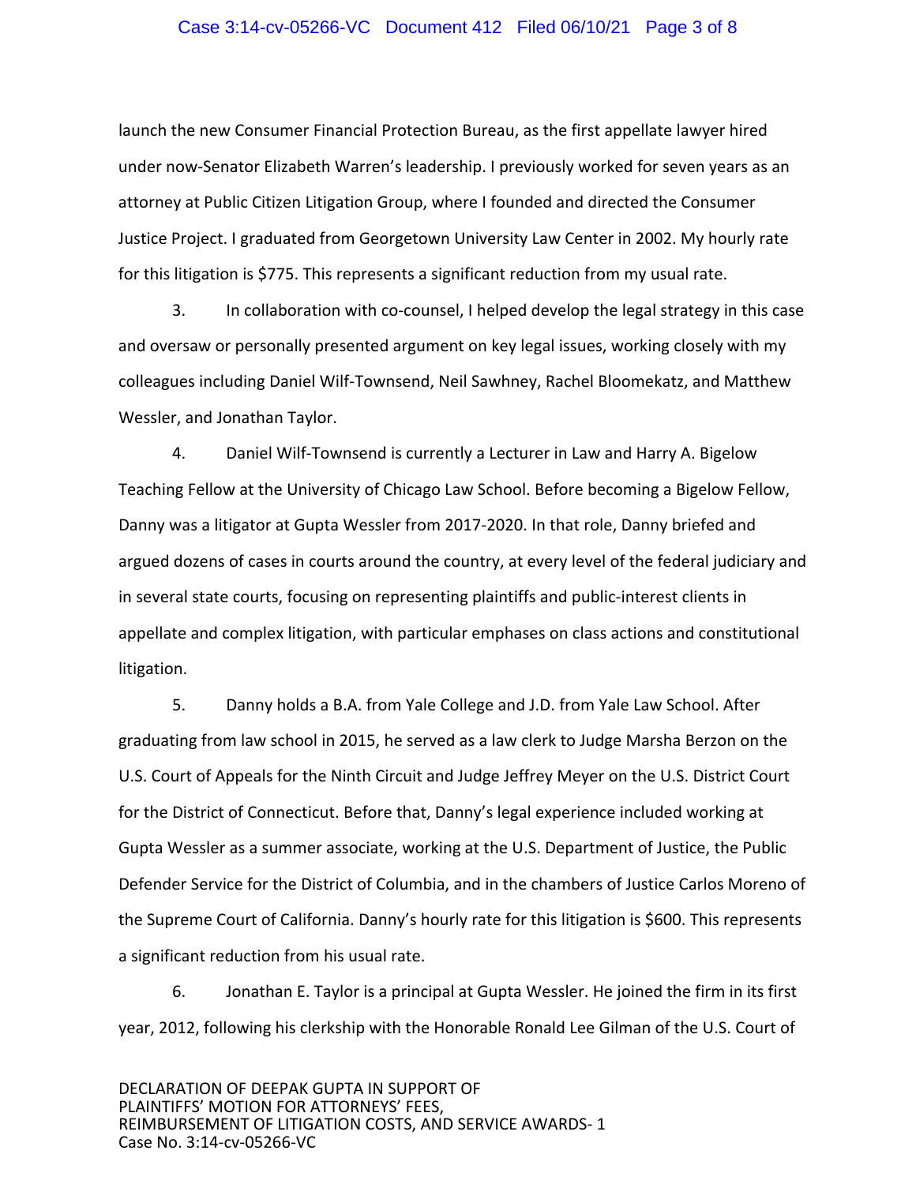launch the new Consumer Financial Protection Bureau, as the first appellate lawyer hired under now-Senator Elizabeth Warren's leadership. I previously worked for seven years as an attorney at Public Citizen Litigation Group, where I founded and directed the Consumer Justice Project. I graduated from Georgetown University Law Center in 2002. My hourly rate for this litigation is $775. This represents a significant reduction from my usual rate.

3. In collaboration with co-counsel, I helped develop the legal strategy in this case and oversaw or personally presented argument on key legal issues, working closely with my colleagues including Daniel Wilf-Townsend, Neil Sawhney, Rachel Bloomekatz, and Matthew Wessler, and Jonathan Taylor.

4. Daniel Wilf-Townsend is currently a Lecturer in Law and Harry A. Bigelow Teaching Fellow at the University of Chicago Law School. Before becoming a Bigelow Fellow, Danny was a litigator at Gupta Wessler from 2017-2020. In that role, Danny briefed and argued dozens of cases in courts around the country, at every level of the federal judiciary and in several state courts, focusing on representing plaintiffs and public-interest clients in appellate and complex litigation, with particular emphases on class actions and constitutional litigation.

5. Danny holds a B.A. from Yale College and J.D. from Yale Law School. After graduating from law school in 2015, he served as a law clerk to Judge Marsha Berzon on the U.S. Court of Appeals for the Ninth Circuit and Judge Jeffrey Meyer on the U.S. District Court for the District of Connecticut. Before that, Danny's legal experience included working at Gupta Wessler as a summer associate, working at the U.S. Department of Justice, the Public Defender Service for the District of Columbia, and in the chambers of Justice Carlos Moreno of the Supreme Court of California. Danny's hourly rate for this litigation is $600. This represents a significant reduction from his usual rate.

6. Jonathan E. Taylor is a principal at Gupta Wessler. He joined the firm in its first year, 2012, following his clerkship with the Honorable Ronald Lee Gilman of the U.S. Court of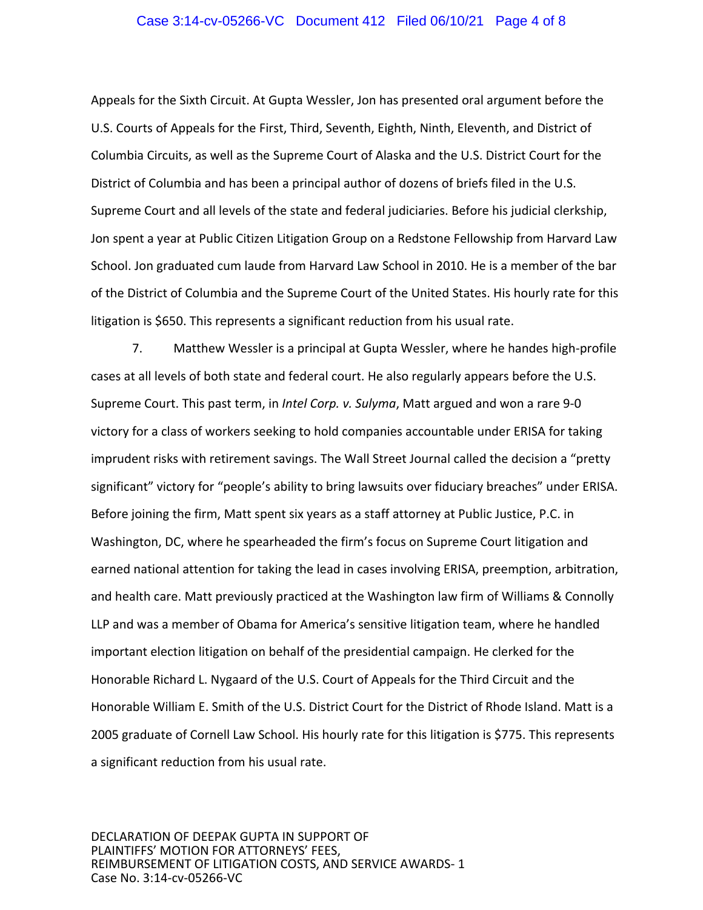Appeals for the Sixth Circuit. At Gupta Wessler, Jon has presented oral argument before the U.S. Courts of Appeals for the First, Third, Seventh, Eighth, Ninth, Eleventh, and District of Columbia Circuits, as well as the Supreme Court of Alaska and the U.S. District Court for the District of Columbia and has been a principal author of dozens of briefs filed in the U.S. Supreme Court and all levels of the state and federal judiciaries. Before his judicial clerkship, Jon spent a year at Public Citizen Litigation Group on a Redstone Fellowship from Harvard Law School. Jon graduated cum laude from Harvard Law School in 2010. He is a member of the bar of the District of Columbia and the Supreme Court of the United States. His hourly rate for this litigation is $650. This represents a significant reduction from his usual rate.

7. Matthew Wessler is a principal at Gupta Wessler, where he handes high-profile cases at all levels of both state and federal court. He also regularly appears before the U.S. Supreme Court. This past term, in *Intel Corp. v. Sulyma*, Matt argued and won a rare 9-0 victory for a class of workers seeking to hold companies accountable under ERISA for taking imprudent risks with retirement savings. The Wall Street Journal called the decision a "pretty significant" victory for "people's ability to bring lawsuits over fiduciary breaches" under ERISA. Before joining the firm, Matt spent six years as a staff attorney at Public Justice, P.C. in Washington, DC, where he spearheaded the firm's focus on Supreme Court litigation and earned national attention for taking the lead in cases involving ERISA, preemption, arbitration, and health care. Matt previously practiced at the Washington law firm of Williams & Connolly LLP and was a member of Obama for America's sensitive litigation team, where he handled important election litigation on behalf of the presidential campaign. He clerked for the Honorable Richard L. Nygaard of the U.S. Court of Appeals for the Third Circuit and the Honorable William E. Smith of the U.S. District Court for the District of Rhode Island. Matt is a 2005 graduate of Cornell Law School. His hourly rate for this litigation is $775. This represents a significant reduction from his usual rate.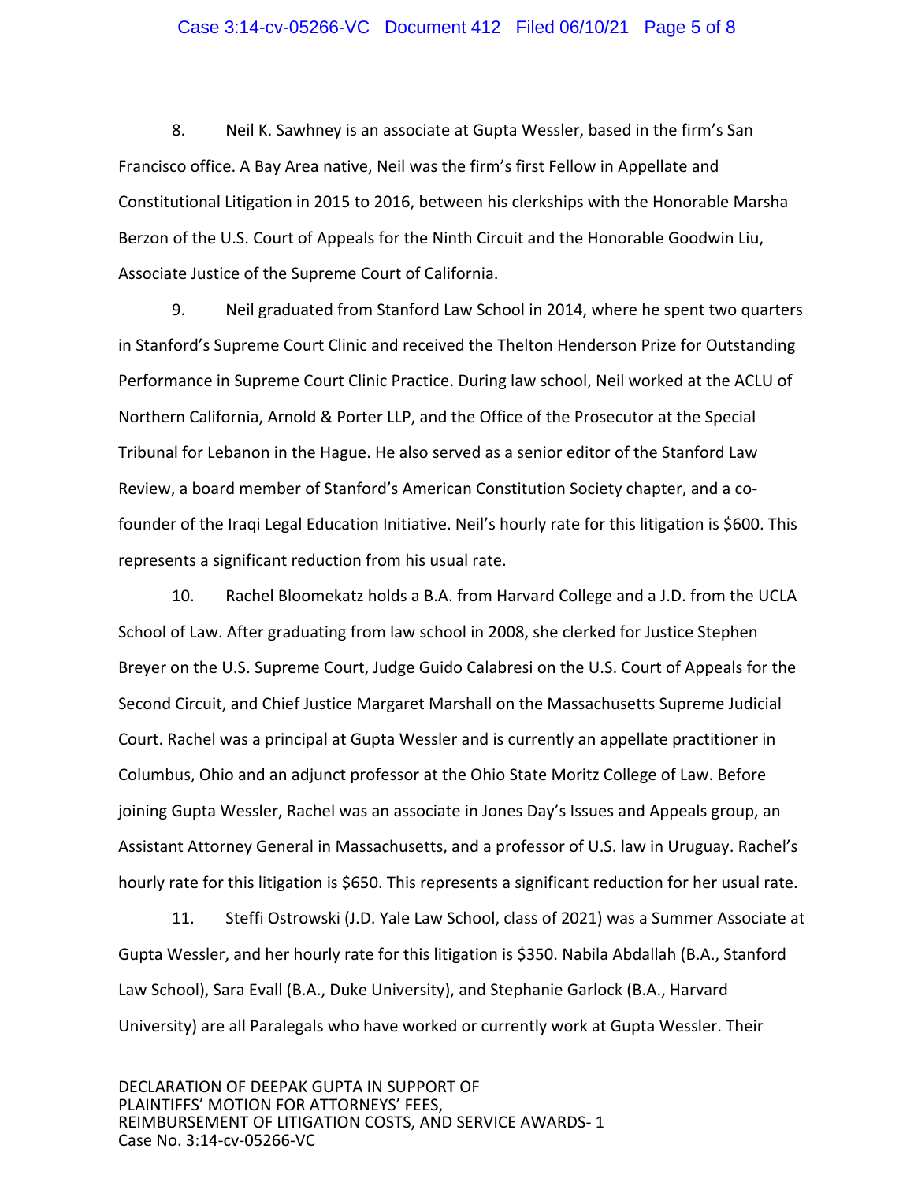8. Neil K. Sawhney is an associate at Gupta Wessler, based in the firm's San Francisco office. A Bay Area native, Neil was the firm's first Fellow in Appellate and Constitutional Litigation in 2015 to 2016, between his clerkships with the Honorable Marsha Berzon of the U.S. Court of Appeals for the Ninth Circuit and the Honorable Goodwin Liu, Associate Justice of the Supreme Court of California.

9. Neil graduated from Stanford Law School in 2014, where he spent two quarters in Stanford's Supreme Court Clinic and received the Thelton Henderson Prize for Outstanding Performance in Supreme Court Clinic Practice. During law school, Neil worked at the ACLU of Northern California, Arnold & Porter LLP, and the Office of the Prosecutor at the Special Tribunal for Lebanon in the Hague. He also served as a senior editor of the Stanford Law Review, a board member of Stanford's American Constitution Society chapter, and a co-founder of the Iraqi Legal Education Initiative. Neil's hourly rate for this litigation is $600. This represents a significant reduction from his usual rate.

10. Rachel Bloomekatz holds a B.A. from Harvard College and a J.D. from the UCLA School of Law. After graduating from law school in 2008, she clerked for Justice Stephen Breyer on the U.S. Supreme Court, Judge Guido Calabresi on the U.S. Court of Appeals for the Second Circuit, and Chief Justice Margaret Marshall on the Massachusetts Supreme Judicial Court. Rachel was a principal at Gupta Wessler and is currently an appellate practitioner in Columbus, Ohio and an adjunct professor at the Ohio State Moritz College of Law. Before joining Gupta Wessler, Rachel was an associate in Jones Day's Issues and Appeals group, an Assistant Attorney General in Massachusetts, and a professor of U.S. law in Uruguay. Rachel's hourly rate for this litigation is $650. This represents a significant reduction for her usual rate.

11. Steffi Ostrowski (J.D. Yale Law School, class of 2021) was a Summer Associate at Gupta Wessler, and her hourly rate for this litigation is $350. Nabila Abdallah (B.A., Stanford Law School), Sara Evall (B.A., Duke University), and Stephanie Garlock (B.A., Harvard University) are all Paralegals who have worked or currently work at Gupta Wessler. Their

DECLARATION OF DEEPAK GUPTA IN SUPPORT OF PLAINTIFFS' MOTION FOR ATTORNEYS' FEES, REIMBURSEMENT OF LITIGATION COSTS, AND SERVICE AWARDS- 1
Case No. 3:14-cv-05266-VC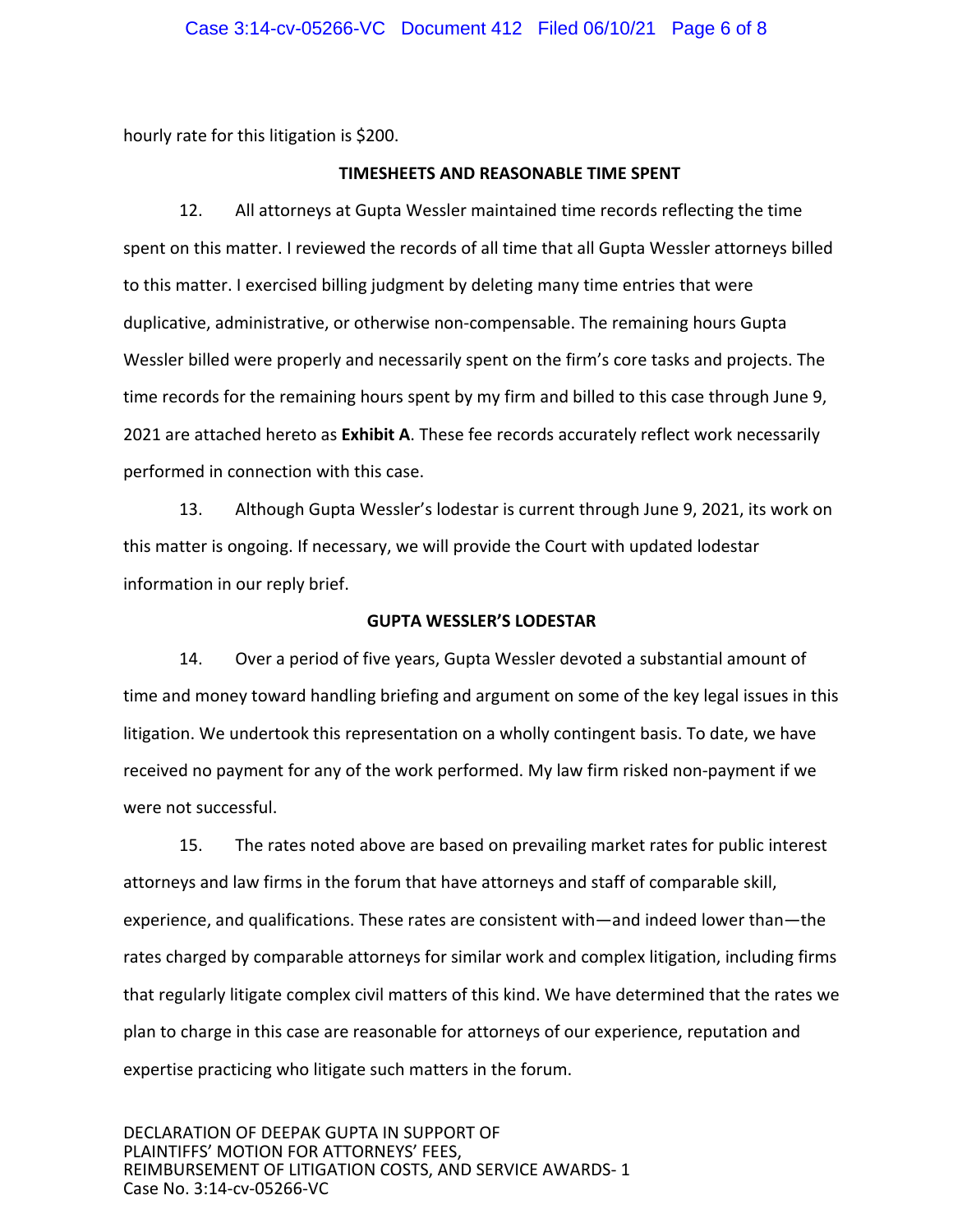hourly rate for this litigation is $200.

**TIMESHEETS AND REASONABLE TIME SPENT**

12. All attorneys at Gupta Wessler maintained time records reflecting the time spent on this matter. I reviewed the records of all time that all Gupta Wessler attorneys billed to this matter. I exercised billing judgment by deleting many time entries that were duplicative, administrative, or otherwise non-compensable. The remaining hours Gupta Wessler billed were properly and necessarily spent on the firm's core tasks and projects. The time records for the remaining hours spent by my firm and billed to this case through June 9, 2021 are attached hereto as **Exhibit A**. These fee records accurately reflect work necessarily performed in connection with this case.

13. Although Gupta Wessler's lodestar is current through June 9, 2021, its work on this matter is ongoing. If necessary, we will provide the Court with updated lodestar information in our reply brief.

**GUPTA WESSLER'S LODESTAR**

14. Over a period of five years, Gupta Wessler devoted a substantial amount of time and money toward handling briefing and argument on some of the key legal issues in this litigation. We undertook this representation on a wholly contingent basis. To date, we have received no payment for any of the work performed. My law firm risked non-payment if we were not successful.

15. The rates noted above are based on prevailing market rates for public interest attorneys and law firms in the forum that have attorneys and staff of comparable skill, experience, and qualifications. These rates are consistent with—and indeed lower than—the rates charged by comparable attorneys for similar work and complex litigation, including firms that regularly litigate complex civil matters of this kind. We have determined that the rates we plan to charge in this case are reasonable for attorneys of our experience, reputation and expertise practicing who litigate such matters in the forum.

DECLARATION OF DEEPAK GUPTA IN SUPPORT OF PLAINTIFFS' MOTION FOR ATTORNEYS' FEES, REIMBURSEMENT OF LITIGATION COSTS, AND SERVICE AWARDS- 1
Case No. 3:14-cv-05266-VC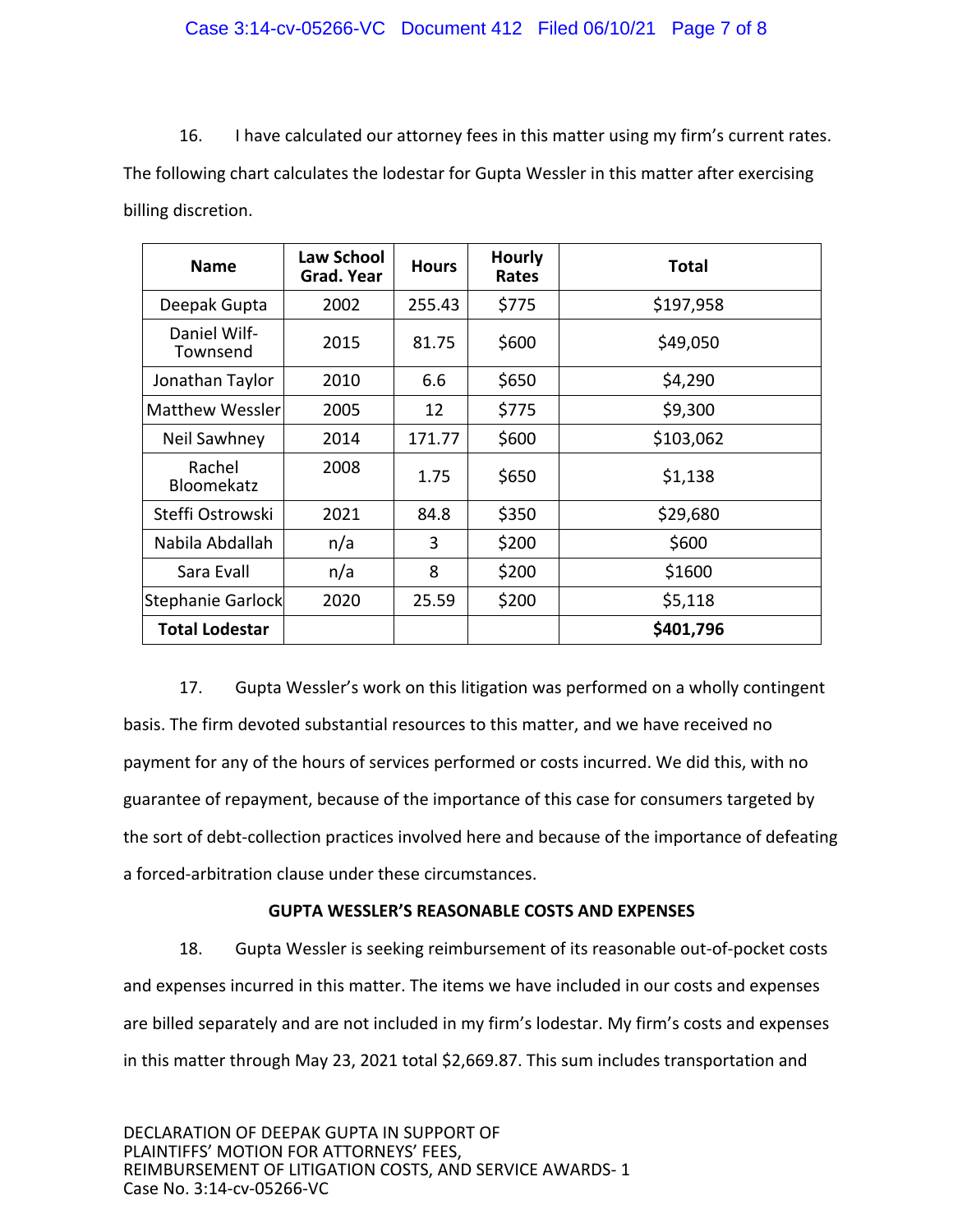16. I have calculated our attorney fees in this matter using my firm's current rates. The following chart calculates the lodestar for Gupta Wessler in this matter after exercising billing discretion.

| Name | Law School Grad. Year | Hours | Hourly Rates | Total |
|---|---|---|---|---|
| Deepak Gupta | 2002 | 255.43 | $775 | $197,958 |
| Daniel Wilf-Townsend | 2015 | 81.75 | $600 | $49,050 |
| Jonathan Taylor | 2010 | 6.6 | $650 | $4,290 |
| Matthew Wessler | 2005 | 12 | $775 | $9,300 |
| Neil Sawhney | 2014 | 171.77 | $600 | $103,062 |
| Rachel Bloomekatz | 2008 | 1.75 | $650 | $1,138 |
| Steffi Ostrowski | 2021 | 84.8 | $350 | $29,680 |
| Nabila Abdallah | n/a | 3 | $200 | $600 |
| Sara Evall | n/a | 8 | $200 | $1600 |
| Stephanie Garlock | 2020 | 25.59 | $200 | $5,118 |
| **Total Lodestar** | | | | **$401,796** |

17. Gupta Wessler's work on this litigation was performed on a wholly contingent basis. The firm devoted substantial resources to this matter, and we have received no payment for any of the hours of services performed or costs incurred. We did this, with no guarantee of repayment, because of the importance of this case for consumers targeted by the sort of debt-collection practices involved here and because of the importance of defeating a forced-arbitration clause under these circumstances.

**GUPTA WESSLER'S REASONABLE COSTS AND EXPENSES**

18. Gupta Wessler is seeking reimbursement of its reasonable out-of-pocket costs and expenses incurred in this matter. The items we have included in our costs and expenses are billed separately and are not included in my firm's lodestar. My firm's costs and expenses in this matter through May 23, 2021 total $2,669.87. This sum includes transportation and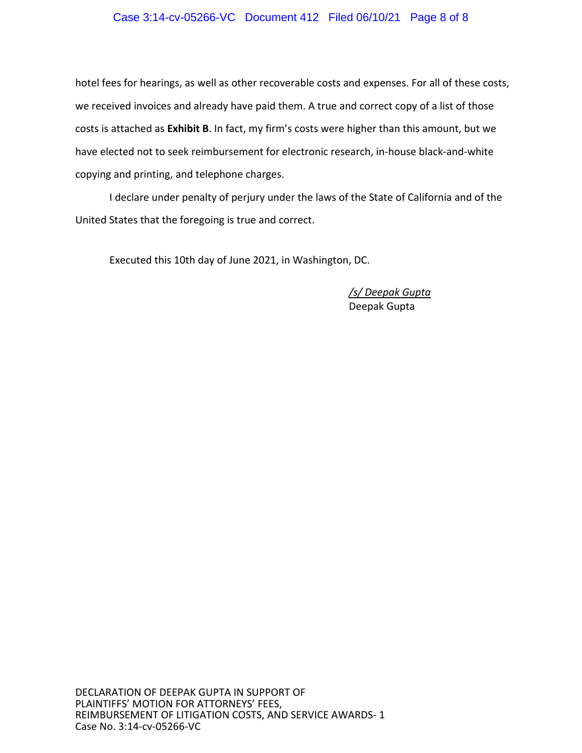hotel fees for hearings, as well as other recoverable costs and expenses. For all of these costs, we received invoices and already have paid them. A true and correct copy of a list of those costs is attached as **Exhibit B**. In fact, my firm's costs were higher than this amount, but we have elected not to seek reimbursement for electronic research, in-house black-and-white copying and printing, and telephone charges.

I declare under penalty of perjury under the laws of the State of California and of the United States that the foregoing is true and correct.

Executed this 10th day of June 2021, in Washington, DC.

*/s/ Deepak Gupta*
Deepak Gupta

DECLARATION OF DEEPAK GUPTA IN SUPPORT OF PLAINTIFFS' MOTION FOR ATTORNEYS' FEES, REIMBURSEMENT OF LITIGATION COSTS, AND SERVICE AWARDS- 1
Case No. 3:14-cv-05266-VC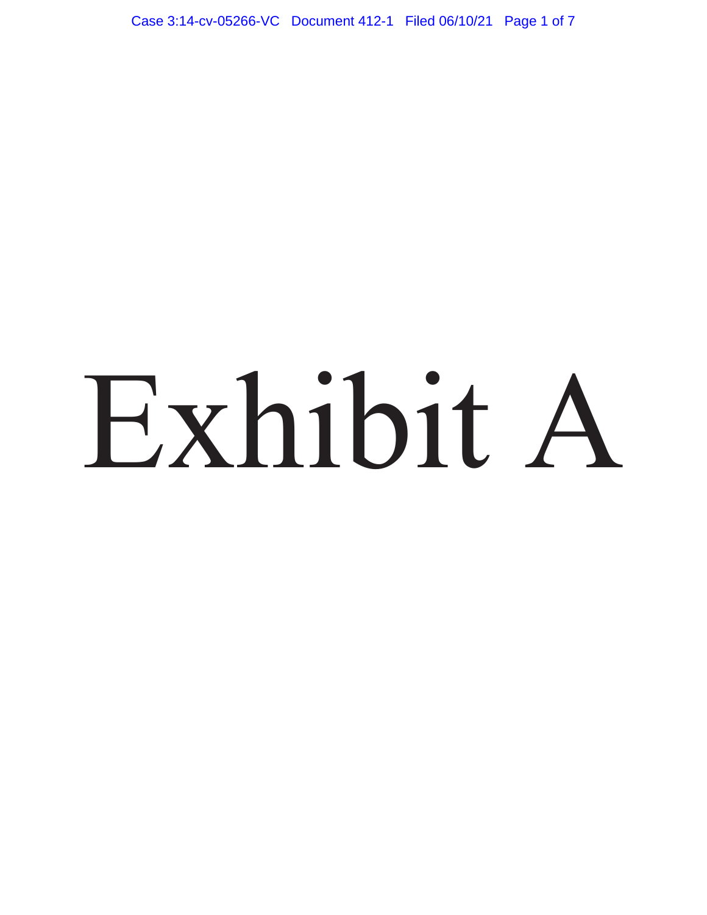# Exhibit A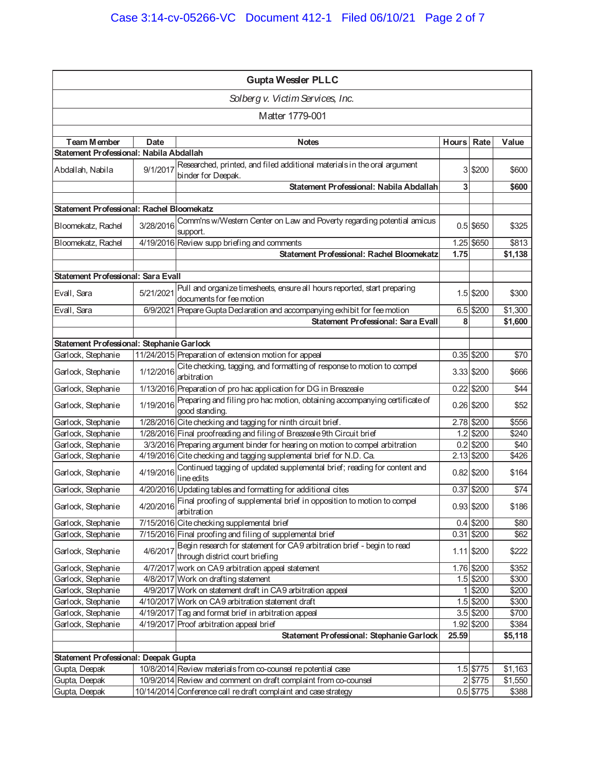**Gupta Wessler PLLC**

*Solberg v. Victim Services, Inc.*

Matter 1779-001

| Team Member | Date | Notes | Hours | Rate | Value |
|---|---|---|---|---|---|
| **Statement Professional: Nabila Abdallah** | | | | | |
| Abdallah, Nabila | 9/1/2017 | Researched, printed, and filed additional materials in the oral argument binder for Deepak. | 3 | $200 | $600 |
| | | **Statement Professional: Nabila Abdallah** | **3** | | **$600** |
| | | | | | |
| **Statement Professional: Rachel Bloomekatz** | | | | | |
| Bloomekatz, Rachel | 3/28/2016 | Comm'ns w/Western Center on Law and Poverty regarding potential amicus support. | 0.5 | $650 | $325 |
| Bloomekatz, Rachel | 4/19/2016 | Review supp briefing and comments | 1.25 | $650 | $813 |
| | | **Statement Professional: Rachel Bloomekatz** | **1.75** | | **$1,138** |
| | | | | | |
| **Statement Professional: Sara Evall** | | | | | |
| Evall, Sara | 5/21/2021 | Pull and organize timesheets, ensure all hours reported, start preparing documents for fee motion | 1.5 | $200 | $300 |
| Evall, Sara | 6/9/2021 | Prepare Gupta Declaration and accompanying exhibit for fee motion | 6.5 | $200 | $1,300 |
| | | **Statement Professional: Sara Evall** | **8** | | **$1,600** |
| | | | | | |
| **Statement Professional: Stephanie Garlock** | | | | | |
| Garlock, Stephanie | 11/24/2015 | Preparation of extension motion for appeal | 0.35 | $200 | $70 |
| Garlock, Stephanie | 1/12/2016 | Cite checking, tagging, and formatting of response to motion to compel arbitration | 3.33 | $200 | $666 |
| Garlock, Stephanie | 1/13/2016 | Preparation of pro hac application for DG in Breazeale | 0.22 | $200 | $44 |
| Garlock, Stephanie | 1/19/2016 | Preparing and filing pro hac motion, obtaining accompanying certificate of good standing. | 0.26 | $200 | $52 |
| Garlock, Stephanie | 1/28/2016 | Cite checking and tagging for ninth circuit brief. | 2.78 | $200 | $556 |
| Garlock, Stephanie | 1/28/2016 | Final proofreading and filing of Breazeale 9th Circuit brief | 1.2 | $200 | $240 |
| Garlock, Stephanie | 3/3/2016 | Preparing argument binder for hearing on motion to compel arbitration | 0.2 | $200 | $40 |
| Garlock, Stephanie | 4/19/2016 | Cite checking and tagging supplemental brief for N.D. Ca. | 2.13 | $200 | $426 |
| Garlock, Stephanie | 4/19/2016 | Continued tagging of updated supplemental brief; reading for content and line edits | 0.82 | $200 | $164 |
| Garlock, Stephanie | 4/20/2016 | Updating tables and formatting for additional cites | 0.37 | $200 | $74 |
| Garlock, Stephanie | 4/20/2016 | Final proofing of supplemental brief in opposition to motion to compel arbitration | 0.93 | $200 | $186 |
| Garlock, Stephanie | 7/15/2016 | Cite checking supplemental brief | 0.4 | $200 | $80 |
| Garlock, Stephanie | 7/15/2016 | Final proofing and filing of supplemental brief | 0.31 | $200 | $62 |
| Garlock, Stephanie | 4/6/2017 | Begin research for statement for CA9 arbitration brief - begin to read through district court briefing | 1.11 | $200 | $222 |
| Garlock, Stephanie | 4/7/2017 | work on CA9 arbitration appeal statement | 1.76 | $200 | $352 |
| Garlock, Stephanie | 4/8/2017 | Work on drafting statement | 1.5 | $200 | $300 |
| Garlock, Stephanie | 4/9/2017 | Work on statement draft in CA9 arbitration appeal | 1 | $200 | $200 |
| Garlock, Stephanie | 4/10/2017 | Work on CA9 arbitration statement draft | 1.5 | $200 | $300 |
| Garlock, Stephanie | 4/19/2017 | Tag and format brief in arbitration appeal | 3.5 | $200 | $700 |
| Garlock, Stephanie | 4/19/2017 | Proof arbitration appeal brief | 1.92 | $200 | $384 |
| | | **Statement Professional: Stephanie Garlock** | **25.59** | | **$5,118** |
| | | | | | |
| **Statement Professional: Deepak Gupta** | | | | | |
| Gupta, Deepak | 10/8/2014 | Review materials from co-counsel re potential case | 1.5 | $775 | $1,163 |
| Gupta, Deepak | 10/9/2014 | Review and comment on draft complaint from co-counsel | 2 | $775 | $1,550 |
| Gupta, Deepak | 10/14/2014 | Conference call re draft complaint and case strategy | 0.5 | $775 | $388 |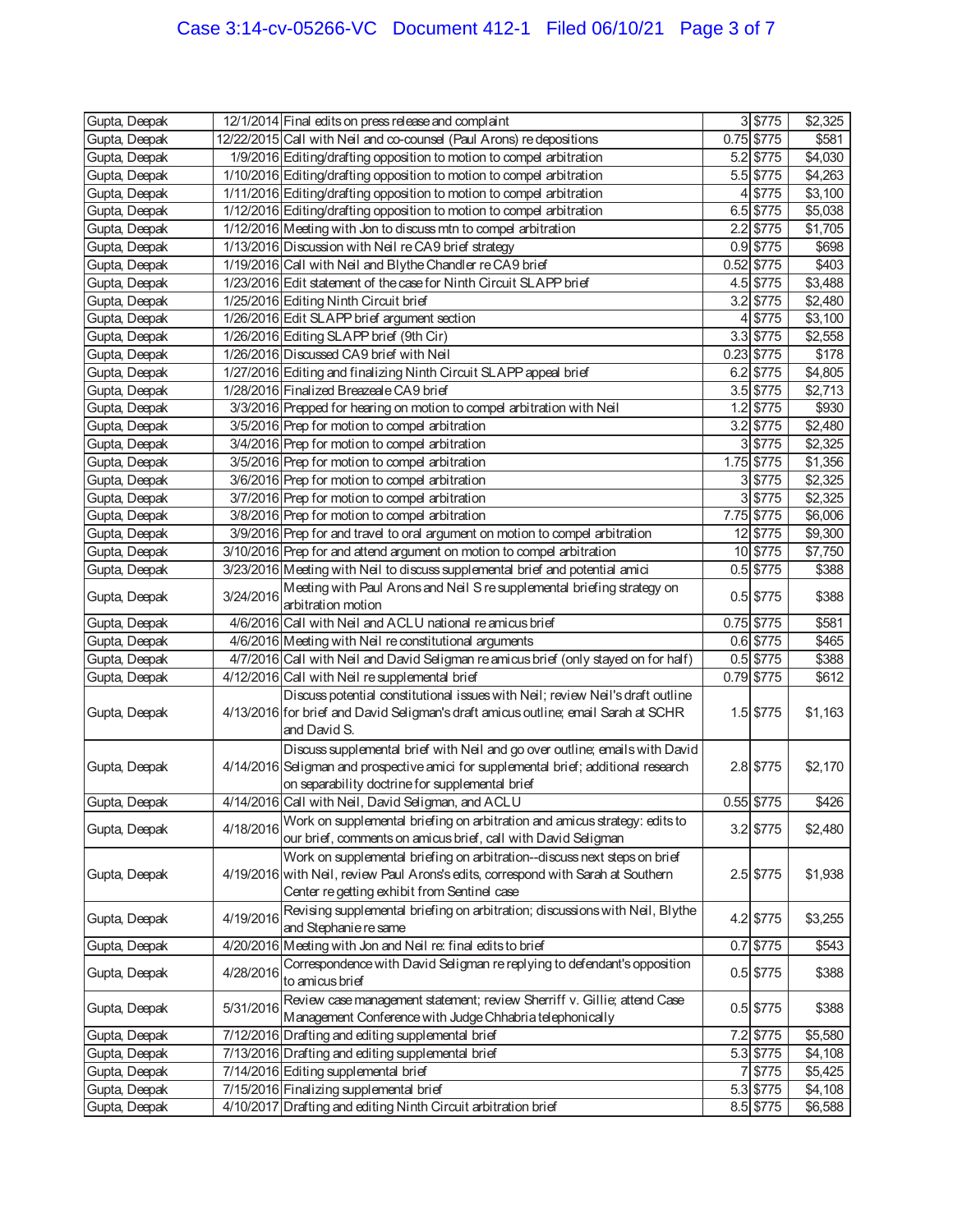| | | | | | |
|---|---|---|---|---|---|
| Gupta, Deepak | 12/1/2014 | Final edits on press release and complaint | 3 | $775 | $2,325 |
| Gupta, Deepak | 12/22/2015 | Call with Neil and co-counsel (Paul Arons) re depositions | 0.75 | $775 | $581 |
| Gupta, Deepak | 1/9/2016 | Editing/drafting opposition to motion to compel arbitration | 5.2 | $775 | $4,030 |
| Gupta, Deepak | 1/10/2016 | Editing/drafting opposition to motion to compel arbitration | 5.5 | $775 | $4,263 |
| Gupta, Deepak | 1/11/2016 | Editing/drafting opposition to motion to compel arbitration | 4 | $775 | $3,100 |
| Gupta, Deepak | 1/12/2016 | Editing/drafting opposition to motion to compel arbitration | 6.5 | $775 | $5,038 |
| Gupta, Deepak | 1/12/2016 | Meeting with Jon to discuss mtn to compel arbitration | 2.2 | $775 | $1,705 |
| Gupta, Deepak | 1/13/2016 | Discussion with Neil re CA9 brief strategy | 0.9 | $775 | $698 |
| Gupta, Deepak | 1/19/2016 | Call with Neil and Blythe Chandler re CA9 brief | 0.52 | $775 | $403 |
| Gupta, Deepak | 1/23/2016 | Edit statement of the case for Ninth Circuit SLAPP brief | 4.5 | $775 | $3,488 |
| Gupta, Deepak | 1/25/2016 | Editing Ninth Circuit brief | 3.2 | $775 | $2,480 |
| Gupta, Deepak | 1/26/2016 | Edit SLAPP brief argument section | 4 | $775 | $3,100 |
| Gupta, Deepak | 1/26/2016 | Editing SLAPP brief (9th Cir) | 3.3 | $775 | $2,558 |
| Gupta, Deepak | 1/26/2016 | Discussed CA9 brief with Neil | 0.23 | $775 | $178 |
| Gupta, Deepak | 1/27/2016 | Editing and finalizing Ninth Circuit SLAPP appeal brief | 6.2 | $775 | $4,805 |
| Gupta, Deepak | 1/28/2016 | Finalized Breazeale CA9 brief | 3.5 | $775 | $2,713 |
| Gupta, Deepak | 3/3/2016 | Prepped for hearing on motion to compel arbitration with Neil | 1.2 | $775 | $930 |
| Gupta, Deepak | 3/5/2016 | Prep for motion to compel arbitration | 3.2 | $775 | $2,480 |
| Gupta, Deepak | 3/4/2016 | Prep for motion to compel arbitration | 3 | $775 | $2,325 |
| Gupta, Deepak | 3/5/2016 | Prep for motion to compel arbitration | 1.75 | $775 | $1,356 |
| Gupta, Deepak | 3/6/2016 | Prep for motion to compel arbitration | 3 | $775 | $2,325 |
| Gupta, Deepak | 3/7/2016 | Prep for motion to compel arbitration | 3 | $775 | $2,325 |
| Gupta, Deepak | 3/8/2016 | Prep for motion to compel arbitration | 7.75 | $775 | $6,006 |
| Gupta, Deepak | 3/9/2016 | Prep for and travel to oral argument on motion to compel arbitration | 12 | $775 | $9,300 |
| Gupta, Deepak | 3/10/2016 | Prep for and attend argument on motion to compel arbitration | 10 | $775 | $7,750 |
| Gupta, Deepak | 3/23/2016 | Meeting with Neil to discuss supplemental brief and potential amici | 0.5 | $775 | $388 |
| Gupta, Deepak | 3/24/2016 | Meeting with Paul Arons and Neil S re supplemental briefing strategy on arbitration motion | 0.5 | $775 | $388 |
| Gupta, Deepak | 4/6/2016 | Call with Neil and ACLU national re amicus brief | 0.75 | $775 | $581 |
| Gupta, Deepak | 4/6/2016 | Meeting with Neil re constitutional arguments | 0.6 | $775 | $465 |
| Gupta, Deepak | 4/7/2016 | Call with Neil and David Seligman re amicus brief (only stayed on for half) | 0.5 | $775 | $388 |
| Gupta, Deepak | 4/12/2016 | Call with Neil re supplemental brief | 0.79 | $775 | $612 |
| Gupta, Deepak | 4/13/2016 | Discuss potential constitutional issues with Neil; review Neil's draft outline for brief and David Seligman's draft amicus outline; email Sarah at SCHR and David S. | 1.5 | $775 | $1,163 |
| Gupta, Deepak | 4/14/2016 | Discuss supplemental brief with Neil and go over outline; emails with David Seligman and prospective amici for supplemental brief; additional research on separability doctrine for supplemental brief | 2.8 | $775 | $2,170 |
| Gupta, Deepak | 4/14/2016 | Call with Neil, David Seligman, and ACLU | 0.55 | $775 | $426 |
| Gupta, Deepak | 4/18/2016 | Work on supplemental briefing on arbitration and amicus strategy: edits to our brief, comments on amicus brief, call with David Seligman | 3.2 | $775 | $2,480 |
| Gupta, Deepak | 4/19/2016 | Work on supplemental briefing on arbitration--discuss next steps on brief with Neil, review Paul Arons's edits, correspond with Sarah at Southern Center re getting exhibit from Sentinel case | 2.5 | $775 | $1,938 |
| Gupta, Deepak | 4/19/2016 | Revising supplemental briefing on arbitration; discussions with Neil, Blythe and Stephanie re same | 4.2 | $775 | $3,255 |
| Gupta, Deepak | 4/20/2016 | Meeting with Jon and Neil re: final edits to brief | 0.7 | $775 | $543 |
| Gupta, Deepak | 4/28/2016 | Correspondence with David Seligman re replying to defendant's opposition to amicus brief | 0.5 | $775 | $388 |
| Gupta, Deepak | 5/31/2016 | Review case management statement; review Sherriff v. Gillie; attend Case Management Conference with Judge Chhabria telephonically | 0.5 | $775 | $388 |
| Gupta, Deepak | 7/12/2016 | Drafting and editing supplemental brief | 7.2 | $775 | $5,580 |
| Gupta, Deepak | 7/13/2016 | Drafting and editing supplemental brief | 5.3 | $775 | $4,108 |
| Gupta, Deepak | 7/14/2016 | Editing supplemental brief | 7 | $775 | $5,425 |
| Gupta, Deepak | 7/15/2016 | Finalizing supplemental brief | 5.3 | $775 | $4,108 |
| Gupta, Deepak | 4/10/2017 | Drafting and editing Ninth Circuit arbitration brief | 8.5 | $775 | $6,588 |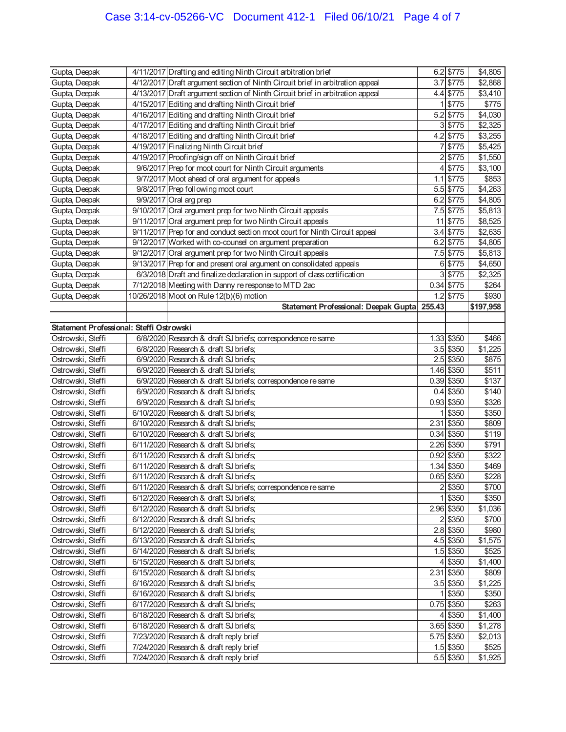| | | | | | |
|---|---|---|---|---|---|
| Gupta, Deepak | 4/11/2017 | Drafting and editing Ninth Circuit arbitration brief | 6.2 | $775 | $4,805 |
| Gupta, Deepak | 4/12/2017 | Draft argument section of Ninth Circuit brief in arbitration appeal | 3.7 | $775 | $2,868 |
| Gupta, Deepak | 4/13/2017 | Draft argument section of Ninth Circuit brief in arbitration appeal | 4.4 | $775 | $3,410 |
| Gupta, Deepak | 4/15/2017 | Editing and drafting Ninth Circuit brief | 1 | $775 | $775 |
| Gupta, Deepak | 4/16/2017 | Editing and drafting Ninth Circuit brief | 5.2 | $775 | $4,030 |
| Gupta, Deepak | 4/17/2017 | Editing and drafting Ninth Circuit brief | 3 | $775 | $2,325 |
| Gupta, Deepak | 4/18/2017 | Editing and drafting Ninth Circuit brief | 4.2 | $775 | $3,255 |
| Gupta, Deepak | 4/19/2017 | Finalizing Ninth Circuit brief | 7 | $775 | $5,425 |
| Gupta, Deepak | 4/19/2017 | Proofing/sign off on Ninth Circuit brief | 2 | $775 | $1,550 |
| Gupta, Deepak | 9/6/2017 | Prep for moot court for Ninth Circuit arguments | 4 | $775 | $3,100 |
| Gupta, Deepak | 9/7/2017 | Moot ahead of oral argument for appeals | 1.1 | $775 | $853 |
| Gupta, Deepak | 9/8/2017 | Prep following moot court | 5.5 | $775 | $4,263 |
| Gupta, Deepak | 9/9/2017 | Oral arg prep | 6.2 | $775 | $4,805 |
| Gupta, Deepak | 9/10/2017 | Oral argument prep for two Ninth Circuit appeals | 7.5 | $775 | $5,813 |
| Gupta, Deepak | 9/11/2017 | Oral argument prep for two Ninth Circuit appeals | 11 | $775 | $8,525 |
| Gupta, Deepak | 9/11/2017 | Prep for and conduct section moot court for Ninth Circuit appeal | 3.4 | $775 | $2,635 |
| Gupta, Deepak | 9/12/2017 | Worked with co-counsel on argument preparation | 6.2 | $775 | $4,805 |
| Gupta, Deepak | 9/12/2017 | Oral argument prep for two Ninth Circuit appeals | 7.5 | $775 | $5,813 |
| Gupta, Deepak | 9/13/2017 | Prep for and present oral argument on consolidated appeals | 6 | $775 | $4,650 |
| Gupta, Deepak | 6/3/2018 | Draft and finalize declaration in support of class certification | 3 | $775 | $2,325 |
| Gupta, Deepak | 7/12/2018 | Meeting with Danny re response to MTD 2ac | 0.34 | $775 | $264 |
| Gupta, Deepak | 10/26/2018 | Moot on Rule 12(b)(6) motion | 1.2 | $775 | $930 |
| | | **Statement Professional: Deepak Gupta** | **255.43** | | **$197,958** |
| | | | | | |
| **Statement Professional: Steffi Ostrowski** | | | | | |
| Ostrowski, Steffi | 6/8/2020 | Research & draft SJ briefs; correspondence re same | 1.33 | $350 | $466 |
| Ostrowski, Steffi | 6/8/2020 | Research & draft SJ briefs; | 3.5 | $350 | $1,225 |
| Ostrowski, Steffi | 6/9/2020 | Research & draft SJ briefs; | 2.5 | $350 | $875 |
| Ostrowski, Steffi | 6/9/2020 | Research & draft SJ briefs; | 1.46 | $350 | $511 |
| Ostrowski, Steffi | 6/9/2020 | Research & draft SJ briefs; correspondence re same | 0.39 | $350 | $137 |
| Ostrowski, Steffi | 6/9/2020 | Research & draft SJ briefs; | 0.4 | $350 | $140 |
| Ostrowski, Steffi | 6/9/2020 | Research & draft SJ briefs; | 0.93 | $350 | $326 |
| Ostrowski, Steffi | 6/10/2020 | Research & draft SJ briefs; | 1 | $350 | $350 |
| Ostrowski, Steffi | 6/10/2020 | Research & draft SJ briefs; | 2.31 | $350 | $809 |
| Ostrowski, Steffi | 6/10/2020 | Research & draft SJ briefs; | 0.34 | $350 | $119 |
| Ostrowski, Steffi | 6/11/2020 | Research & draft SJ briefs; | 2.26 | $350 | $791 |
| Ostrowski, Steffi | 6/11/2020 | Research & draft SJ briefs; | 0.92 | $350 | $322 |
| Ostrowski, Steffi | 6/11/2020 | Research & draft SJ briefs; | 1.34 | $350 | $469 |
| Ostrowski, Steffi | 6/11/2020 | Research & draft SJ briefs; | 0.65 | $350 | $228 |
| Ostrowski, Steffi | 6/11/2020 | Research & draft SJ briefs; correspondence re same | 2 | $350 | $700 |
| Ostrowski, Steffi | 6/12/2020 | Research & draft SJ briefs; | 1 | $350 | $350 |
| Ostrowski, Steffi | 6/12/2020 | Research & draft SJ briefs; | 2.96 | $350 | $1,036 |
| Ostrowski, Steffi | 6/12/2020 | Research & draft SJ briefs; | 2 | $350 | $700 |
| Ostrowski, Steffi | 6/12/2020 | Research & draft SJ briefs; | 2.8 | $350 | $980 |
| Ostrowski, Steffi | 6/13/2020 | Research & draft SJ briefs; | 4.5 | $350 | $1,575 |
| Ostrowski, Steffi | 6/14/2020 | Research & draft SJ briefs; | 1.5 | $350 | $525 |
| Ostrowski, Steffi | 6/15/2020 | Research & draft SJ briefs; | 4 | $350 | $1,400 |
| Ostrowski, Steffi | 6/15/2020 | Research & draft SJ briefs; | 2.31 | $350 | $809 |
| Ostrowski, Steffi | 6/16/2020 | Research & draft SJ briefs; | 3.5 | $350 | $1,225 |
| Ostrowski, Steffi | 6/16/2020 | Research & draft SJ briefs; | 1 | $350 | $350 |
| Ostrowski, Steffi | 6/17/2020 | Research & draft SJ briefs; | 0.75 | $350 | $263 |
| Ostrowski, Steffi | 6/18/2020 | Research & draft SJ briefs; | 4 | $350 | $1,400 |
| Ostrowski, Steffi | 6/18/2020 | Research & draft SJ briefs; | 3.65 | $350 | $1,278 |
| Ostrowski, Steffi | 7/23/2020 | Research & draft reply brief | 5.75 | $350 | $2,013 |
| Ostrowski, Steffi | 7/24/2020 | Research & draft reply brief | 1.5 | $350 | $525 |
| Ostrowski, Steffi | 7/24/2020 | Research & draft reply brief | 5.5 | $350 | $1,925 |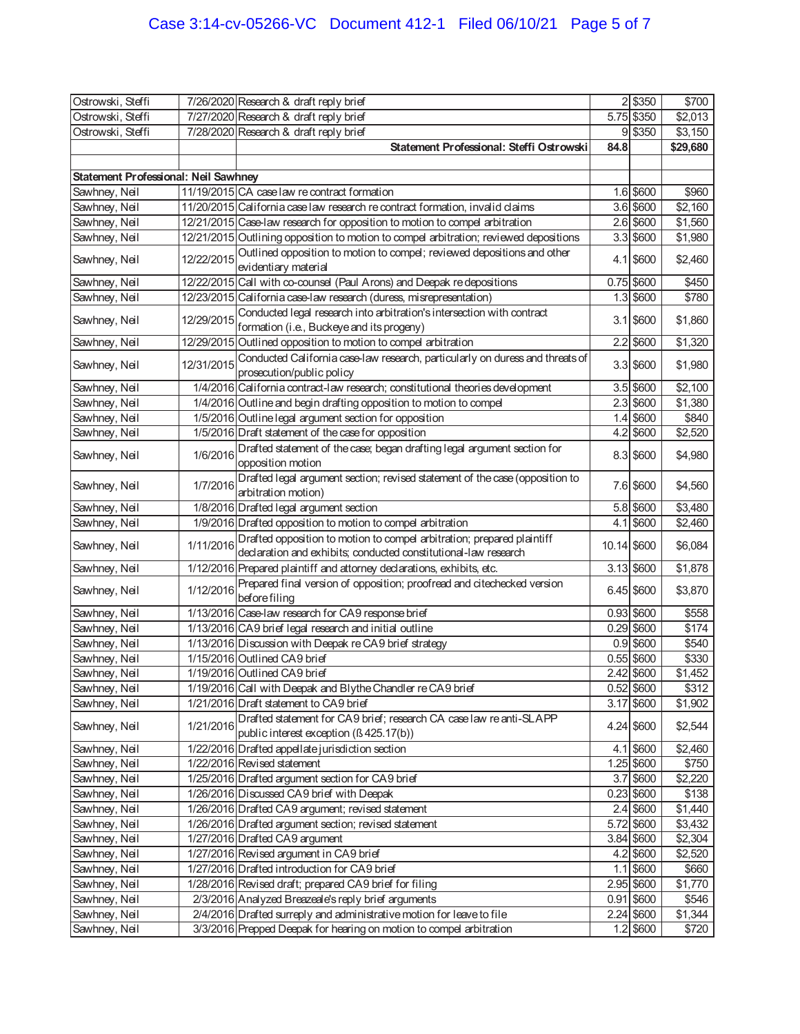| | | | | | |
|---|---|---|---|---|---|
| Ostrowski, Steffi | 7/26/2020 | Research & draft reply brief | 2 | $350 | $700 |
| Ostrowski, Steffi | 7/27/2020 | Research & draft reply brief | 5.75 | $350 | $2,013 |
| Ostrowski, Steffi | 7/28/2020 | Research & draft reply brief | 9 | $350 | $3,150 |
| | | **Statement Professional: Steffi Ostrowski** | **84.8** | | **$29,680** |
| | | | | | |
| **Statement Professional: Neil Sawhney** | | | | | |
| Sawhney, Neil | 11/19/2015 | CA case law re contract formation | 1.6 | $600 | $960 |
| Sawhney, Neil | 11/20/2015 | California case law research re contract formation, invalid claims | 3.6 | $600 | $2,160 |
| Sawhney, Neil | 12/21/2015 | Case-law research for opposition to motion to compel arbitration | 2.6 | $600 | $1,560 |
| Sawhney, Neil | 12/21/2015 | Outlining opposition to motion to compel arbitration; reviewed depositions | 3.3 | $600 | $1,980 |
| Sawhney, Neil | 12/22/2015 | Outlined opposition to motion to compel; reviewed depositions and other evidentiary material | 4.1 | $600 | $2,460 |
| Sawhney, Neil | 12/22/2015 | Call with co-counsel (Paul Arons) and Deepak re depositions | 0.75 | $600 | $450 |
| Sawhney, Neil | 12/23/2015 | California case-law research (duress, misrepresentation) | 1.3 | $600 | $780 |
| Sawhney, Neil | 12/29/2015 | Conducted legal research into arbitration's intersection with contract formation (i.e., Buckeye and its progeny) | 3.1 | $600 | $1,860 |
| Sawhney, Neil | 12/29/2015 | Outlined opposition to motion to compel arbitration | 2.2 | $600 | $1,320 |
| Sawhney, Neil | 12/31/2015 | Conducted California case-law research, particularly on duress and threats of prosecution/public policy | 3.3 | $600 | $1,980 |
| Sawhney, Neil | 1/4/2016 | California contract-law research; constitutional theories development | 3.5 | $600 | $2,100 |
| Sawhney, Neil | 1/4/2016 | Outline and begin drafting opposition to motion to compel | 2.3 | $600 | $1,380 |
| Sawhney, Neil | 1/5/2016 | Outline legal argument section for opposition | 1.4 | $600 | $840 |
| Sawhney, Neil | 1/5/2016 | Draft statement of the case for opposition | 4.2 | $600 | $2,520 |
| Sawhney, Neil | 1/6/2016 | Drafted statement of the case; began drafting legal argument section for opposition motion | 8.3 | $600 | $4,980 |
| Sawhney, Neil | 1/7/2016 | Drafted legal argument section; revised statement of the case (opposition to arbitration motion) | 7.6 | $600 | $4,560 |
| Sawhney, Neil | 1/8/2016 | Drafted legal argument section | 5.8 | $600 | $3,480 |
| Sawhney, Neil | 1/9/2016 | Drafted opposition to motion to compel arbitration | 4.1 | $600 | $2,460 |
| Sawhney, Neil | 1/11/2016 | Drafted opposition to motion to compel arbitration; prepared plaintiff declaration and exhibits; conducted constitutional-law research | 10.14 | $600 | $6,084 |
| Sawhney, Neil | 1/12/2016 | Prepared plaintiff and attorney declarations, exhibits, etc. | 3.13 | $600 | $1,878 |
| Sawhney, Neil | 1/12/2016 | Prepared final version of opposition; proofread and citechecked version before filing | 6.45 | $600 | $3,870 |
| Sawhney, Neil | 1/13/2016 | Case-law research for CA9 response brief | 0.93 | $600 | $558 |
| Sawhney, Neil | 1/13/2016 | CA9 brief legal research and initial outline | 0.29 | $600 | $174 |
| Sawhney, Neil | 1/13/2016 | Discussion with Deepak re CA9 brief strategy | 0.9 | $600 | $540 |
| Sawhney, Neil | 1/15/2016 | Outlined CA9 brief | 0.55 | $600 | $330 |
| Sawhney, Neil | 1/19/2016 | Outlined CA9 brief | 2.42 | $600 | $1,452 |
| Sawhney, Neil | 1/19/2016 | Call with Deepak and Blythe Chandler re CA9 brief | 0.52 | $600 | $312 |
| Sawhney, Neil | 1/21/2016 | Draft statement to CA9 brief | 3.17 | $600 | $1,902 |
| Sawhney, Neil | 1/21/2016 | Drafted statement for CA9 brief; research CA case law re anti-SLAPP public interest exception (ß 425.17(b)) | 4.24 | $600 | $2,544 |
| Sawhney, Neil | 1/22/2016 | Drafted appellate jurisdiction section | 4.1 | $600 | $2,460 |
| Sawhney, Neil | 1/22/2016 | Revised statement | 1.25 | $600 | $750 |
| Sawhney, Neil | 1/25/2016 | Drafted argument section for CA9 brief | 3.7 | $600 | $2,220 |
| Sawhney, Neil | 1/26/2016 | Discussed CA9 brief with Deepak | 0.23 | $600 | $138 |
| Sawhney, Neil | 1/26/2016 | Drafted CA9 argument; revised statement | 2.4 | $600 | $1,440 |
| Sawhney, Neil | 1/26/2016 | Drafted argument section; revised statement | 5.72 | $600 | $3,432 |
| Sawhney, Neil | 1/27/2016 | Drafted CA9 argument | 3.84 | $600 | $2,304 |
| Sawhney, Neil | 1/27/2016 | Revised argument in CA9 brief | 4.2 | $600 | $2,520 |
| Sawhney, Neil | 1/27/2016 | Drafted introduction for CA9 brief | 1.1 | $600 | $660 |
| Sawhney, Neil | 1/28/2016 | Revised draft; prepared CA9 brief for filing | 2.95 | $600 | $1,770 |
| Sawhney, Neil | 2/3/2016 | Analyzed Breazeale's reply brief arguments | 0.91 | $600 | $546 |
| Sawhney, Neil | 2/4/2016 | Drafted surreply and administrative motion for leave to file | 2.24 | $600 | $1,344 |
| Sawhney, Neil | 3/3/2016 | Prepped Deepak for hearing on motion to compel arbitration | 1.2 | $600 | $720 |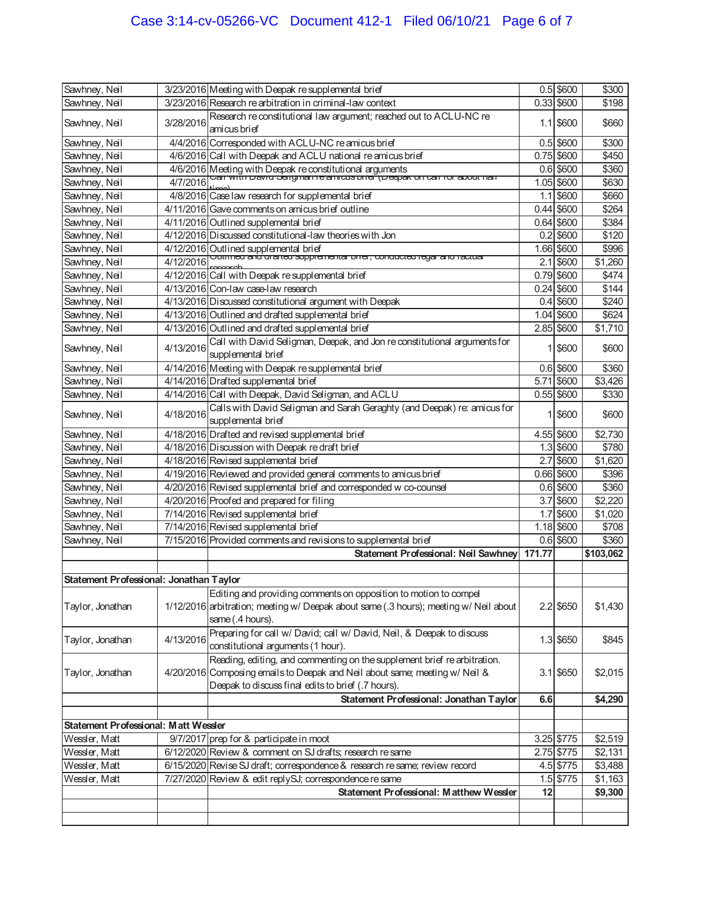| | | | | | |
|---|---|---|---|---|---|
| Sawhney, Neil | 3/23/2016 | Meeting with Deepak re supplemental brief | 0.5 | $600 | $300 |
| Sawhney, Neil | 3/23/2016 | Research re arbitration in criminal-law context | 0.33 | $600 | $198 |
| Sawhney, Neil | 3/28/2016 | Research re constitutional law argument; reached out to ACLU-NC re amicus brief | 1.1 | $600 | $660 |
| Sawhney, Neil | 4/4/2016 | Corresponded with ACLU-NC re amicus brief | 0.5 | $600 | $300 |
| Sawhney, Neil | 4/6/2016 | Call with Deepak and ACLU national re amicus brief | 0.75 | $600 | $450 |
| Sawhney, Neil | 4/6/2016 | Meeting with Deepak re constitutional arguments | 0.6 | $600 | $360 |
| Sawhney, Neil | 4/7/2016 | Call with David Seligman re amicus brief (Deepak on call for about half time) | 1.05 | $600 | $630 |
| Sawhney, Neil | 4/8/2016 | Case law research for supplemental brief | 1.1 | $600 | $660 |
| Sawhney, Neil | 4/11/2016 | Gave comments on amicus brief outline | 0.44 | $600 | $264 |
| Sawhney, Neil | 4/11/2016 | Outlined supplemental brief | 0.64 | $600 | $384 |
| Sawhney, Neil | 4/12/2016 | Discussed constitutional-law theories with Jon | 0.2 | $600 | $120 |
| Sawhney, Neil | 4/12/2016 | Outlined supplemental brief | 1.66 | $600 | $996 |
| Sawhney, Neil | 4/12/2016 | Outlined and drafted supplemental brief, conducted legal and factual research | 2.1 | $600 | $1,260 |
| Sawhney, Neil | 4/12/2016 | Call with Deepak re supplemental brief | 0.79 | $600 | $474 |
| Sawhney, Neil | 4/13/2016 | Con-law case-law research | 0.24 | $600 | $144 |
| Sawhney, Neil | 4/13/2016 | Discussed constitutional argument with Deepak | 0.4 | $600 | $240 |
| Sawhney, Neil | 4/13/2016 | Outlined and drafted supplemental brief | 1.04 | $600 | $624 |
| Sawhney, Neil | 4/13/2016 | Outlined and drafted supplemental brief | 2.85 | $600 | $1,710 |
| Sawhney, Neil | 4/13/2016 | Call with David Seligman, Deepak, and Jon re constitutional arguments for supplemental brief | 1 | $600 | $600 |
| Sawhney, Neil | 4/14/2016 | Meeting with Deepak re supplemental brief | 0.6 | $600 | $360 |
| Sawhney, Neil | 4/14/2016 | Drafted supplemental brief | 5.71 | $600 | $3,426 |
| Sawhney, Neil | 4/14/2016 | Call with Deepak, David Seligman, and ACLU | 0.55 | $600 | $330 |
| Sawhney, Neil | 4/18/2016 | Calls with David Seligman and Sarah Geraghty (and Deepak) re: amicus for supplemental brief | 1 | $600 | $600 |
| Sawhney, Neil | 4/18/2016 | Drafted and revised supplemental brief | 4.55 | $600 | $2,730 |
| Sawhney, Neil | 4/18/2016 | Discussion with Deepak re draft brief | 1.3 | $600 | $780 |
| Sawhney, Neil | 4/18/2016 | Revised supplemental brief | 2.7 | $600 | $1,620 |
| Sawhney, Neil | 4/19/2016 | Reviewed and provided general comments to amicus brief | 0.66 | $600 | $396 |
| Sawhney, Neil | 4/20/2016 | Revised supplemental brief and corresponded w co-counsel | 0.6 | $600 | $360 |
| Sawhney, Neil | 4/20/2016 | Proofed and prepared for filing | 3.7 | $600 | $2,220 |
| Sawhney, Neil | 7/14/2016 | Revised supplemental brief | 1.7 | $600 | $1,020 |
| Sawhney, Neil | 7/14/2016 | Revised supplemental brief | 1.18 | $600 | $708 |
| Sawhney, Neil | 7/15/2016 | Provided comments and revisions to supplemental brief | 0.6 | $600 | $360 |
| | | **Statement Professional: Neil Sawhney** | **171.77** | | **$103,062** |
| | | | | | |
| **Statement Professional: Jonathan Taylor** | | | | | |
| Taylor, Jonathan | 1/12/2016 | Editing and providing comments on opposition to motion to compel arbitration; meeting w/ Deepak about same (.3 hours); meeting w/ Neil about same (.4 hours). | 2.2 | $650 | $1,430 |
| Taylor, Jonathan | 4/13/2016 | Preparing for call w/ David; call w/ David, Neil, & Deepak to discuss constitutional arguments (1 hour). | 1.3 | $650 | $845 |
| Taylor, Jonathan | 4/20/2016 | Reading, editing, and commenting on the supplement brief re arbitration. Composing emails to Deepak and Neil about same; meeting w/ Neil & Deepak to discuss final edits to brief (.7 hours). | 3.1 | $650 | $2,015 |
| | | **Statement Professional: Jonathan Taylor** | **6.6** | | **$4,290** |
| | | | | | |
| **Statement Professional: Matt Wessler** | | | | | |
| Wessler, Matt | 9/7/2017 | prep for & participate in moot | 3.25 | $775 | $2,519 |
| Wessler, Matt | 6/12/2020 | Review & comment on SJ drafts; research re same | 2.75 | $775 | $2,131 |
| Wessler, Matt | 6/15/2020 | Revise SJ draft; correspondence & research re same; review record | 4.5 | $775 | $3,488 |
| Wessler, Matt | 7/27/2020 | Review & edit replySJ; correspondence re same | 1.5 | $775 | $1,163 |
| | | **Statement Professional: Matthew Wessler** | **12** | | **$9,300** |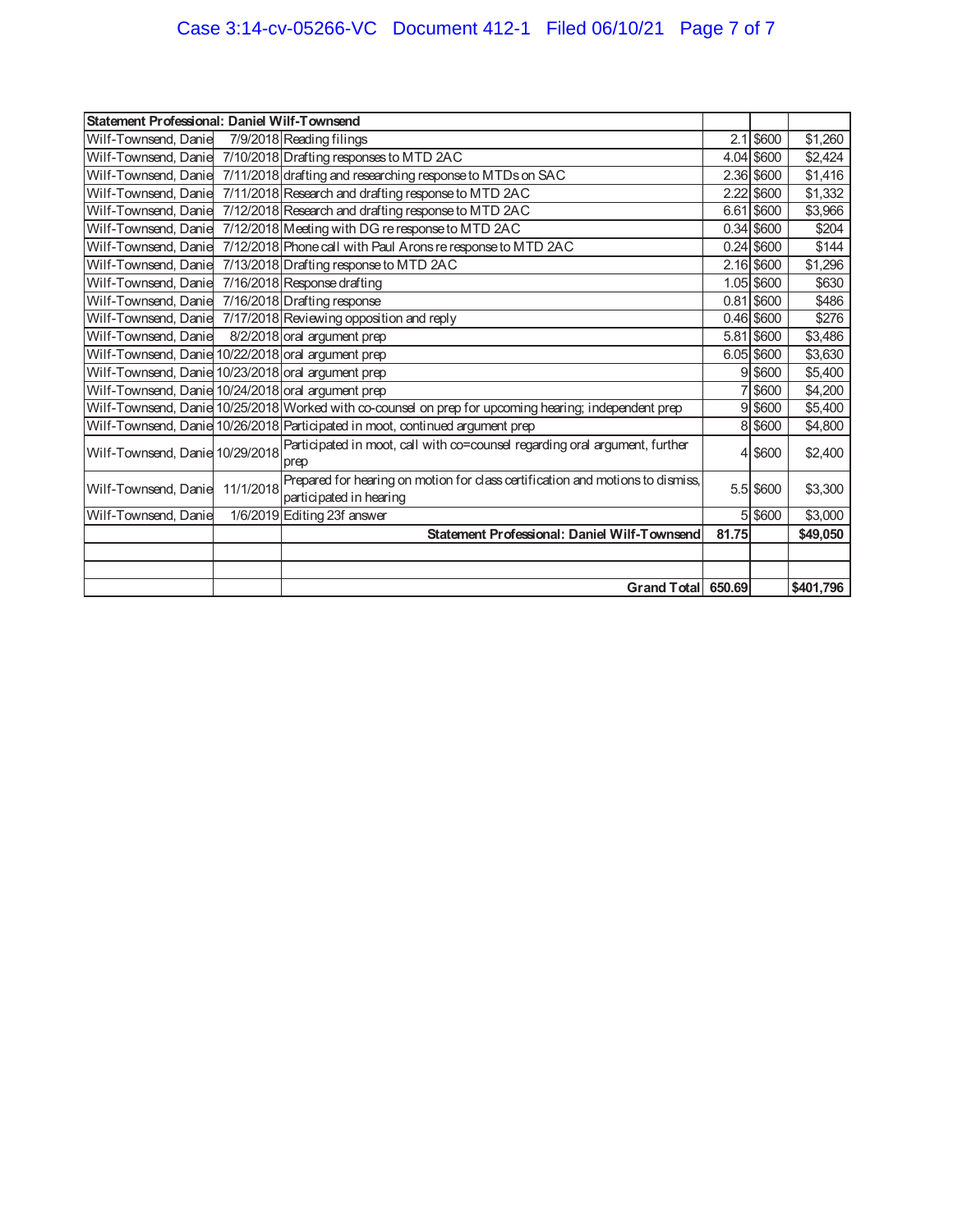| Statement Professional: Daniel Wilf-Townsend | | | | | |
|---|---|---|---|---|---|
| Wilf-Townsend, Danie | 7/9/2018 | Reading filings | 2.1 | $600 | $1,260 |
| Wilf-Townsend, Danie | 7/10/2018 | Drafting responses to MTD 2AC | 4.04 | $600 | $2,424 |
| Wilf-Townsend, Danie | 7/11/2018 | drafting and researching response to MTDs on SAC | 2.36 | $600 | $1,416 |
| Wilf-Townsend, Danie | 7/11/2018 | Research and drafting response to MTD 2AC | 2.22 | $600 | $1,332 |
| Wilf-Townsend, Danie | 7/12/2018 | Research and drafting response to MTD 2AC | 6.61 | $600 | $3,966 |
| Wilf-Townsend, Danie | 7/12/2018 | Meeting with DG re response to MTD 2AC | 0.34 | $600 | $204 |
| Wilf-Townsend, Danie | 7/12/2018 | Phone call with Paul Arons re response to MTD 2AC | 0.24 | $600 | $144 |
| Wilf-Townsend, Danie | 7/13/2018 | Drafting response to MTD 2AC | 2.16 | $600 | $1,296 |
| Wilf-Townsend, Danie | 7/16/2018 | Response drafting | 1.05 | $600 | $630 |
| Wilf-Townsend, Danie | 7/16/2018 | Drafting response | 0.81 | $600 | $486 |
| Wilf-Townsend, Danie | 7/17/2018 | Reviewing opposition and reply | 0.46 | $600 | $276 |
| Wilf-Townsend, Danie | 8/2/2018 | oral argument prep | 5.81 | $600 | $3,486 |
| Wilf-Townsend, Danie | 10/22/2018 | oral argument prep | 6.05 | $600 | $3,630 |
| Wilf-Townsend, Danie | 10/23/2018 | oral argument prep | 9 | $600 | $5,400 |
| Wilf-Townsend, Danie | 10/24/2018 | oral argument prep | 7 | $600 | $4,200 |
| Wilf-Townsend, Danie | 10/25/2018 | Worked with co-counsel on prep for upcoming hearing; independent prep | 9 | $600 | $5,400 |
| Wilf-Townsend, Danie | 10/26/2018 | Participated in moot, continued argument prep | 8 | $600 | $4,800 |
| Wilf-Townsend, Danie | 10/29/2018 | Participated in moot, call with co=counsel regarding oral argument, further prep | 4 | $600 | $2,400 |
| Wilf-Townsend, Danie | 11/1/2018 | Prepared for hearing on motion for class certification and motions to dismiss, participated in hearing | 5.5 | $600 | $3,300 |
| Wilf-Townsend, Danie | 1/6/2019 | Editing 23f answer | 5 | $600 | $3,000 |
| | | **Statement Professional: Daniel Wilf-Townsend** | **81.75** | | **$49,050** |
| | | | | | |
| | | | | | |
| | | **Grand Total** | **650.69** | | **$401,796** |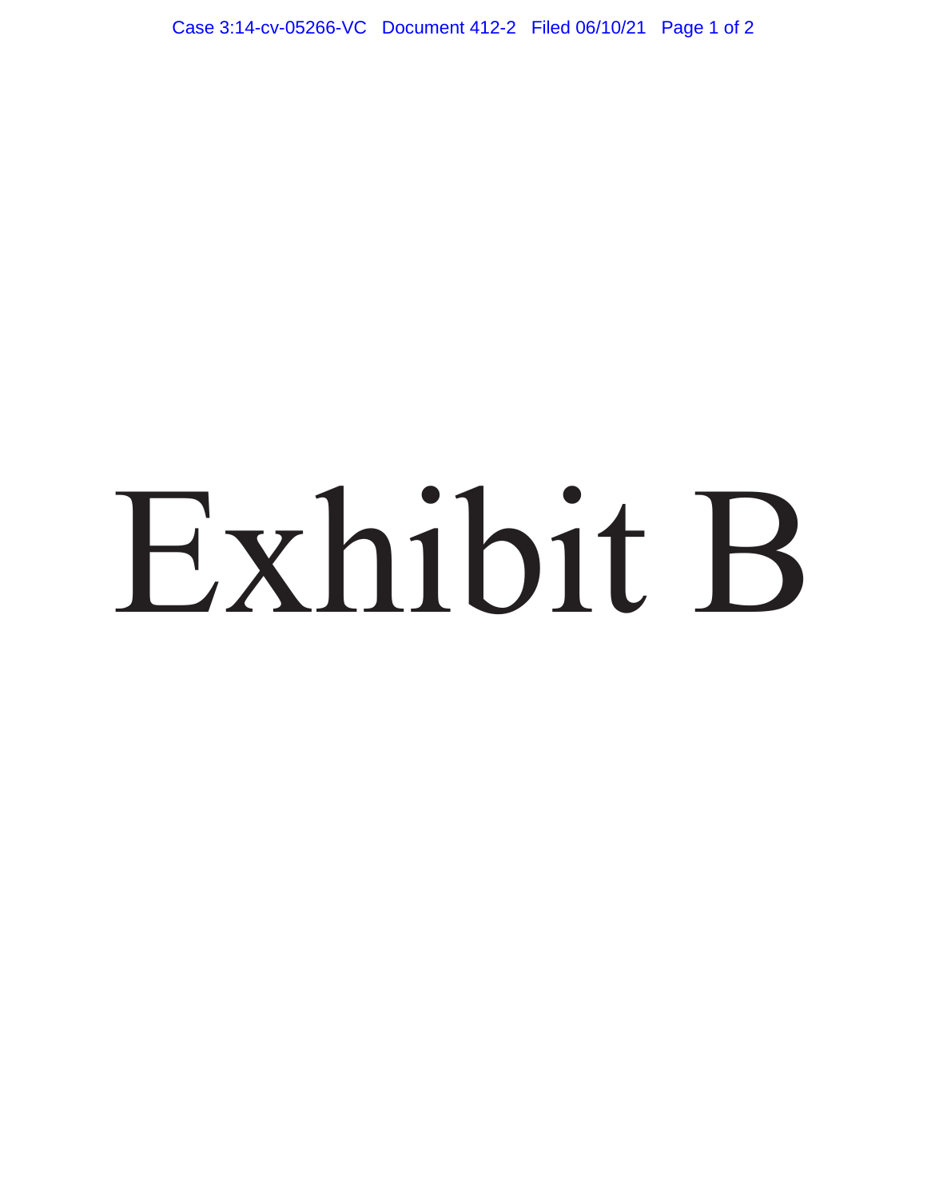# Exhibit B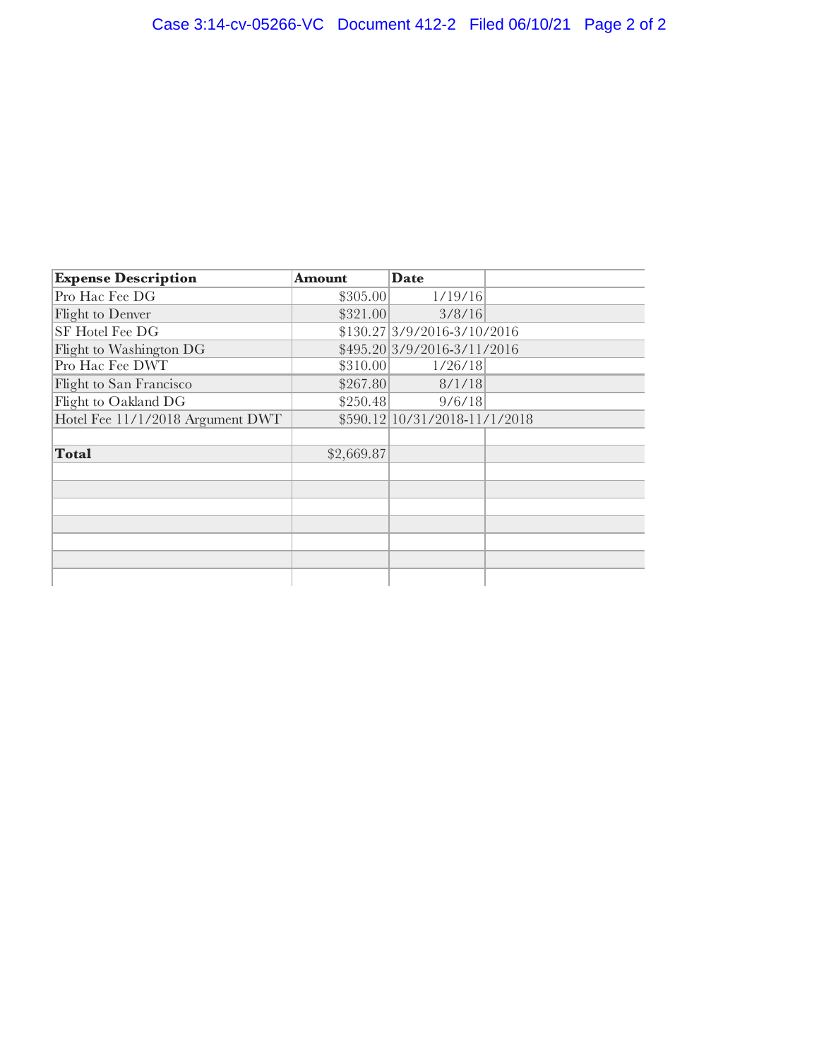| Expense Description | Amount | Date | |
|---|---|---|---|
| Pro Hac Fee DG | $305.00 | 1/19/16 | |
| Flight to Denver | $321.00 | 3/8/16 | |
| SF Hotel Fee DG | $130.27 | 3/9/2016-3/10/2016 | |
| Flight to Washington DG | $495.20 | 3/9/2016-3/11/2016 | |
| Pro Hac Fee DWT | $310.00 | 1/26/18 | |
| Flight to San Francisco | $267.80 | 8/1/18 | |
| Flight to Oakland DG | $250.48 | 9/6/18 | |
| Hotel Fee 11/1/2018 Argument DWT | $590.12 | 10/31/2018-11/1/2018 | |
| | | | |
| **Total** | $2,669.87 | | |